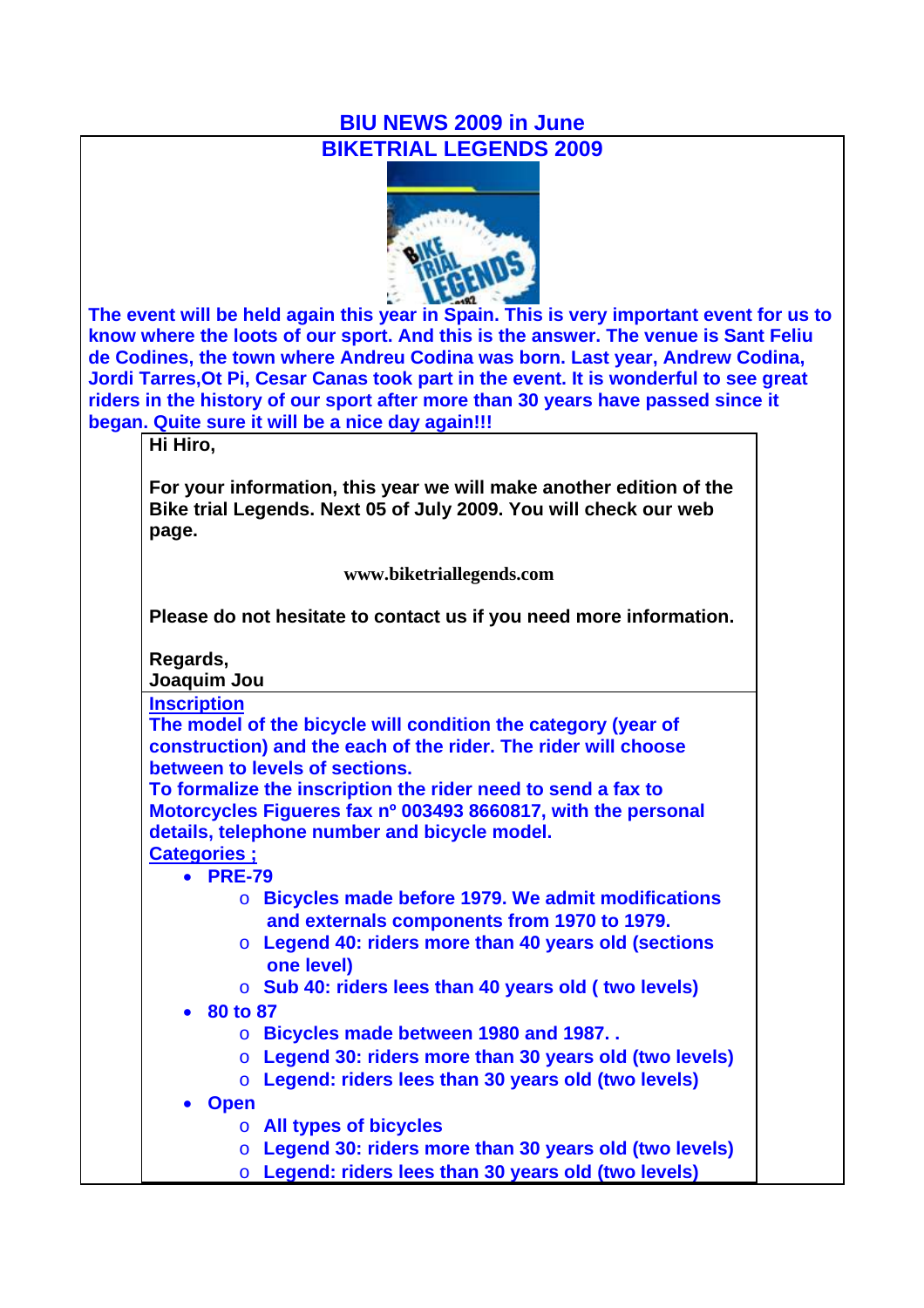# BIU NEWS 2009 in June

## BIKETRIAL LEGENDS 2009

**The event will be held again this year in Spain. This is very important event for us to know where the loots of our sport. And this is the answer. The venue is Sant Feliu de Codines, the town where Andreu Codina was born. Last year, Andrew Codina, Jordi Tarres,Ot Pi, Cesar Canas took part in the event. It is wonderful to see great riders in the history of our sport after more than 30 years have passed since it began. Quite sure it will be a nice day again!!!**

**Hi Hiro,**

**For your information, this year we will make another edition of the Bike trial Legends. Next 05 of July 2009. You will check our web page.**

**www.biketriallegends.com**

**Please do not hesitate to contact us if you need more information.**

**Regards,**
**Joaquim Jou**

**Inscription**

**The model of the bicycle will condition the category (year of construction) and the each of the rider. The rider will choose between to levels of sections.**

**To formalize the inscription the rider need to send a fax to Motorcycles Figueres fax nº 003493 8660817, with the personal details, telephone number and bicycle model.**

**Categories ;**

- **PRE-79**
  - **Bicycles made before 1979. We admit modifications and externals components from 1970 to 1979.**
  - **Legend 40: riders more than 40 years old (sections one level)**
  - **Sub 40: riders lees than 40 years old ( two levels)**
- **80 to 87**
  - **Bicycles made between 1980 and 1987. .**
  - **Legend 30: riders more than 30 years old (two levels)**
  - **Legend: riders lees than 30 years old (two levels)**
- **Open**
  - **All types of bicycles**
  - **Legend 30: riders more than 30 years old (two levels)**
  - **Legend: riders lees than 30 years old (two levels)**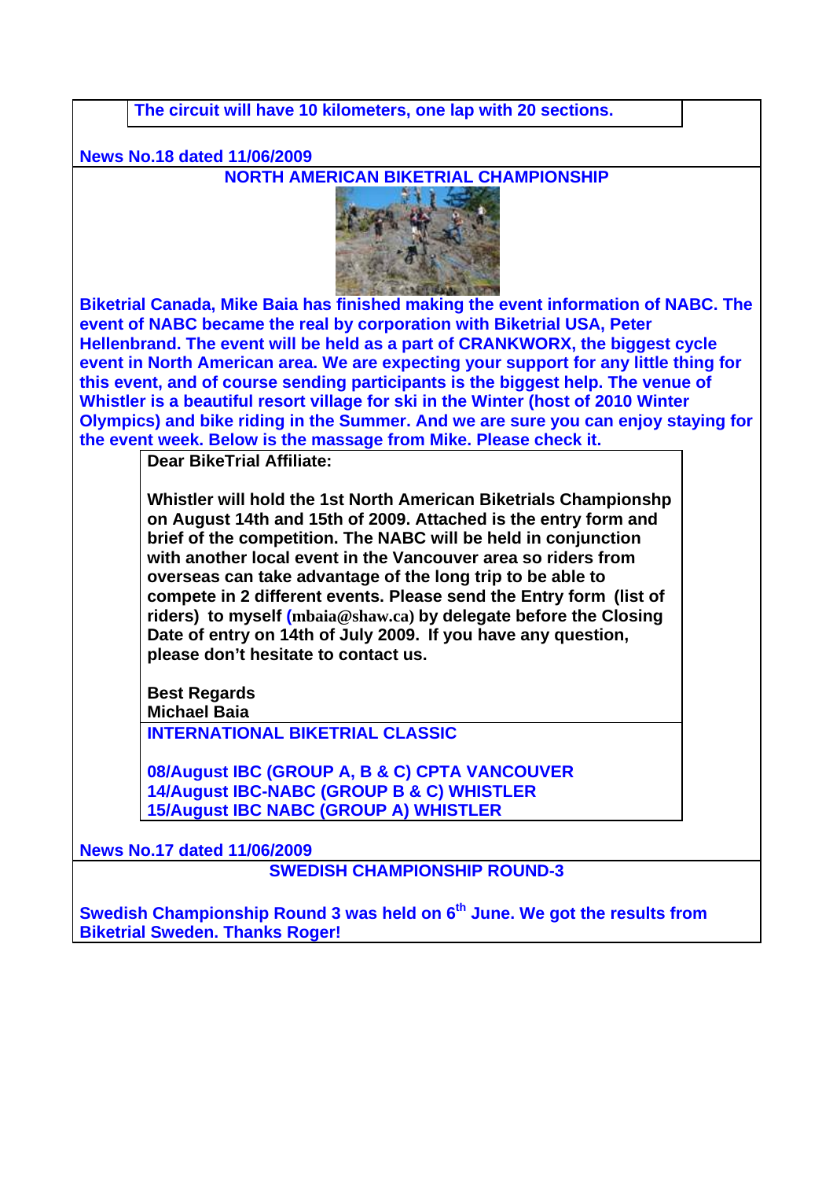The circuit will have 10 kilometers, one lap with 20 sections.

**News No.18 dated 11/06/2009**

## NORTH AMERICAN BIKETRIAL CHAMPIONSHIP

Biketrial Canada, Mike Baia has finished making the event information of NABC. The event of NABC became the real by corporation with Biketrial USA, Peter Hellenbrand. The event will be held as a part of CRANKWORX, the biggest cycle event in North American area. We are expecting your support for any little thing for this event, and of course sending participants is the biggest help. The venue of Whistler is a beautiful resort village for ski in the Winter (host of 2010 Winter Olympics) and bike riding in the Summer. And we are sure you can enjoy staying for the event week. Below is the massage from Mike. Please check it.

**Dear BikeTrial Affiliate:**

**Whistler will hold the 1st North American Biketrials Championshp on August 14th and 15th of 2009. Attached is the entry form and brief of the competition. The NABC will be held in conjunction with another local event in the Vancouver area so riders from overseas can take advantage of the long trip to be able to compete in 2 different events. Please send the Entry form (list of riders) to myself (mbaia@shaw.ca) by delegate before the Closing Date of entry on 14th of July 2009. If you have any question, please don't hesitate to contact us.**

**Best Regards**
**Michael Baia**

**INTERNATIONAL BIKETRIAL CLASSIC**

**08/August IBC (GROUP A, B & C) CPTA VANCOUVER**
**14/August IBC-NABC (GROUP B & C) WHISTLER**
**15/August IBC NABC (GROUP A) WHISTLER**

**News No.17 dated 11/06/2009**

## SWEDISH CHAMPIONSHIP ROUND-3

Swedish Championship Round 3 was held on 6th June. We got the results from Biketrial Sweden. Thanks Roger!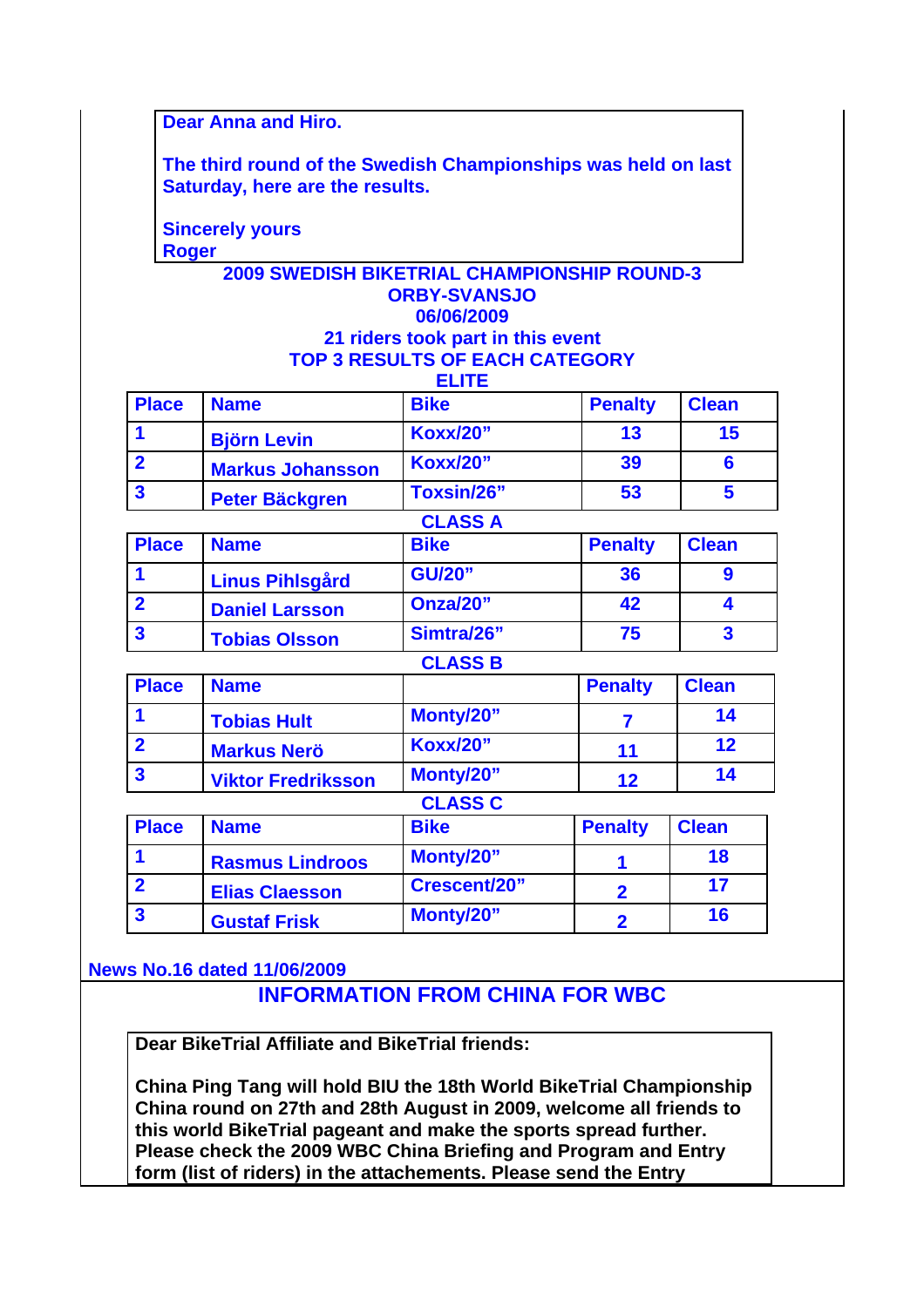Dear Anna and Hiro.

The third round of the Swedish Championships was held on last Saturday, here are the results.

Sincerely yours
Roger

**2009 SWEDISH BIKETRIAL CHAMPIONSHIP ROUND-3**
**ORBY-SVANSJO**
**06/06/2009**
**21 riders took part in this event**
**TOP 3 RESULTS OF EACH CATEGORY**

**ELITE**

| Place | Name | Bike | Penalty | Clean |
|---|---|---|---|---|
| 1 | Björn Levin | Koxx/20" | 13 | 15 |
| 2 | Markus Johansson | Koxx/20" | 39 | 6 |
| 3 | Peter Bäckgren | Toxsin/26" | 53 | 5 |

**CLASS A**

| Place | Name | Bike | Penalty | Clean |
|---|---|---|---|---|
| 1 | Linus Pihlsgård | GU/20" | 36 | 9 |
| 2 | Daniel Larsson | Onza/20" | 42 | 4 |
| 3 | Tobias Olsson | Simtra/26" | 75 | 3 |

**CLASS B**

| Place | Name | | Penalty | Clean |
|---|---|---|---|---|
| 1 | Tobias Hult | Monty/20" | 7 | 14 |
| 2 | Markus Nerö | Koxx/20" | 11 | 12 |
| 3 | Viktor Fredriksson | Monty/20" | 12 | 14 |

**CLASS C**

| Place | Name | Bike | Penalty | Clean |
|---|---|---|---|---|
| 1 | Rasmus Lindroos | Monty/20" | 1 | 18 |
| 2 | Elias Claesson | Crescent/20" | 2 | 17 |
| 3 | Gustaf Frisk | Monty/20" | 2 | 16 |

**News No.16 dated 11/06/2009**

## INFORMATION FROM CHINA FOR WBC

**Dear BikeTrial Affiliate and BikeTrial friends:**

**China Ping Tang will hold BIU the 18th World BikeTrial Championship China round on 27th and 28th August in 2009, welcome all friends to this world BikeTrial pageant and make the sports spread further. Please check the 2009 WBC China Briefing and Program and Entry form (list of riders) in the attachements. Please send the Entry**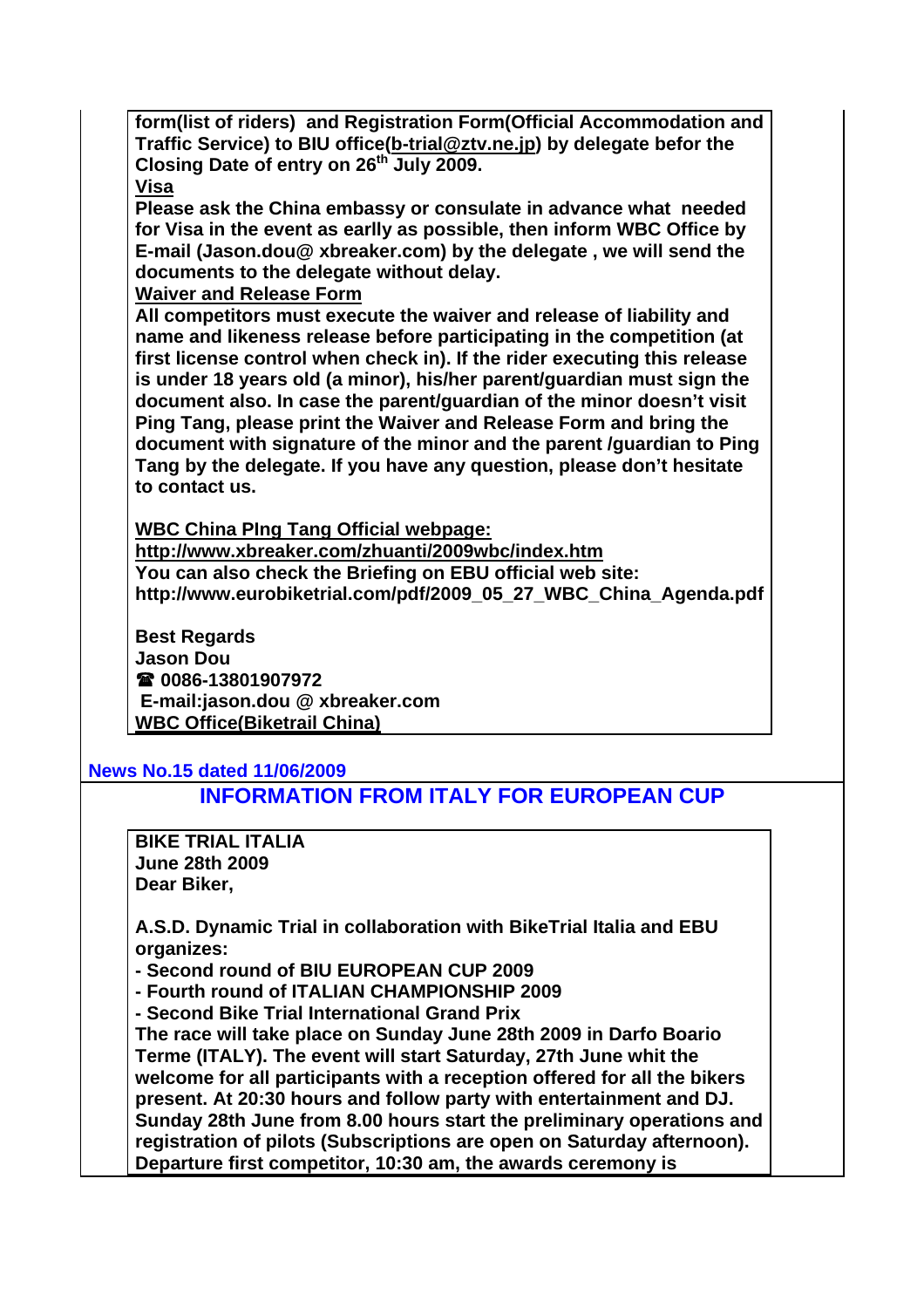**form(list of riders) and Registration Form(Official Accommodation and Traffic Service) to BIU office(b-trial@ztv.ne.jp) by delegate befor the Closing Date of entry on 26th July 2009.**

**Visa**

**Please ask the China embassy or consulate in advance what needed for Visa in the event as earlly as possible, then inform WBC Office by E-mail (Jason.dou@ xbreaker.com) by the delegate , we will send the documents to the delegate without delay.**

**Waiver and Release Form**

**All competitors must execute the waiver and release of liability and name and likeness release before participating in the competition (at first license control when check in). If the rider executing this release is under 18 years old (a minor), his/her parent/guardian must sign the document also. In case the parent/guardian of the minor doesn't visit Ping Tang, please print the Waiver and Release Form and bring the document with signature of the minor and the parent /guardian to Ping Tang by the delegate. If you have any question, please don't hesitate to contact us.**

**WBC China PIng Tang Official webpage:**
**http://www.xbreaker.com/zhuanti/2009wbc/index.htm**
**You can also check the Briefing on EBU official web site:**
**http://www.eurobiketrial.com/pdf/2009_05_27_WBC_China_Agenda.pdf**

**Best Regards**
**Jason Dou**
**☎ 0086-13801907972**
**E-mail:jason.dou @ xbreaker.com**
**WBC Office(Biketrail China)**

**News No.15 dated 11/06/2009**

## INFORMATION FROM ITALY FOR EUROPEAN CUP

**BIKE TRIAL ITALIA**
**June 28th 2009**
**Dear Biker,**

**A.S.D. Dynamic Trial in collaboration with BikeTrial Italia and EBU organizes:**

**- Second round of BIU EUROPEAN CUP 2009**
**- Fourth round of ITALIAN CHAMPIONSHIP 2009**
**- Second Bike Trial International Grand Prix**

**The race will take place on Sunday June 28th 2009 in Darfo Boario Terme (ITALY). The event will start Saturday, 27th June whit the welcome for all participants with a reception offered for all the bikers present. At 20:30 hours and follow party with entertainment and DJ. Sunday 28th June from 8.00 hours start the preliminary operations and registration of pilots (Subscriptions are open on Saturday afternoon). Departure first competitor, 10:30 am, the awards ceremony is**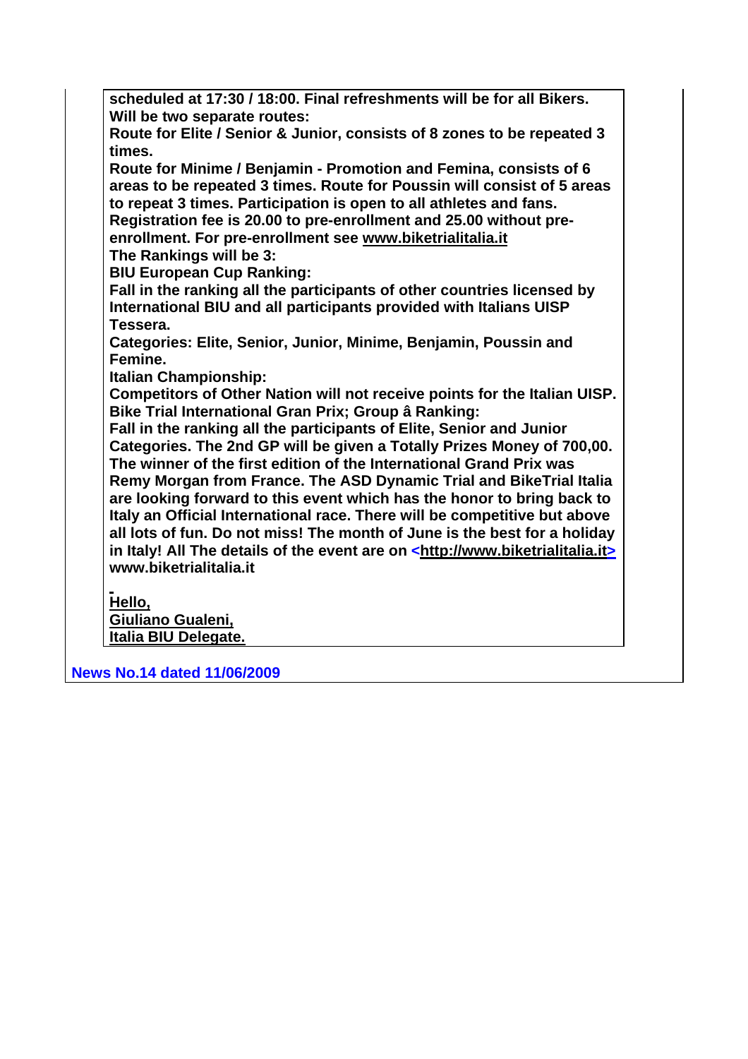**scheduled at 17:30 / 18:00. Final refreshments will be for all Bikers. Will be two separate routes:**
**Route for Elite / Senior & Junior, consists of 8 zones to be repeated 3 times.**
**Route for Minime / Benjamin - Promotion and Femina, consists of 6 areas to be repeated 3 times. Route for Poussin will consist of 5 areas to repeat 3 times. Participation is open to all athletes and fans.**
**Registration fee is 20.00 to pre-enrollment and 25.00 without pre-enrollment. For pre-enrollment see www.biketrialitalia.it**
**The Rankings will be 3:**
**BIU European Cup Ranking:**
**Fall in the ranking all the participants of other countries licensed by International BIU and all participants provided with Italians UISP Tessera.**
**Categories: Elite, Senior, Junior, Minime, Benjamin, Poussin and Femine.**
**Italian Championship:**
**Competitors of Other Nation will not receive points for the Italian UISP.**
**Bike Trial International Gran Prix; Group â Ranking:**
**Fall in the ranking all the participants of Elite, Senior and Junior Categories. The 2nd GP will be given a Totally Prizes Money of 700,00. The winner of the first edition of the International Grand Prix was Remy Morgan from France. The ASD Dynamic Trial and BikeTrial Italia are looking forward to this event which has the honor to bring back to Italy an Official International race. There will be competitive but above all lots of fun. Do not miss! The month of June is the best for a holiday in Italy! All The details of the event are on <http://www.biketrialitalia.it> www.biketrialitalia.it**

**Hello,**
**Giuliano Gualeni,**
**Italia BIU Delegate.**

**News No.14 dated 11/06/2009**